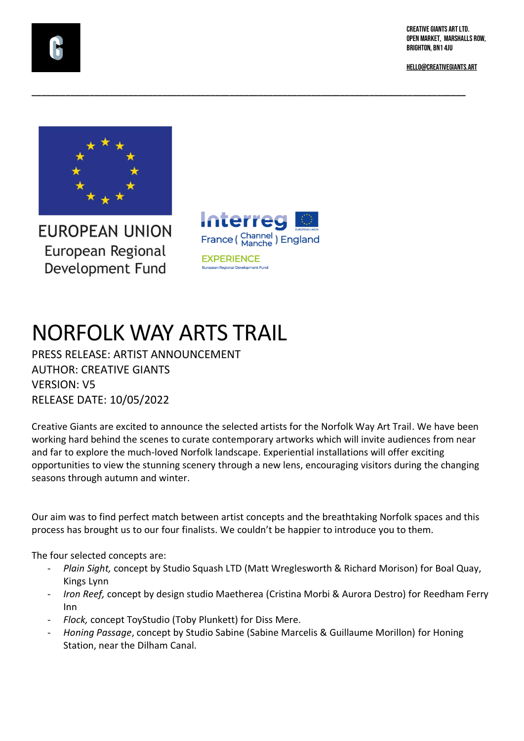CREATIVE GIANTS ART LTD.
OPEN MARKET, MARSHALLS ROW,
BRIGHTON, BN1 4JU

HELLO@CREATIVEGIANTS.ART

EUROPEAN UNION
European Regional
Development Fund

Interreg
France ( Channel Manche ) England
EXPERIENCE
European Regional Development Fund

# NORFOLK WAY ARTS TRAIL

PRESS RELEASE: ARTIST ANNOUNCEMENT
AUTHOR: CREATIVE GIANTS
VERSION: V5
RELEASE DATE: 10/05/2022

Creative Giants are excited to announce the selected artists for the Norfolk Way Art Trail. We have been working hard behind the scenes to curate contemporary artworks which will invite audiences from near and far to explore the much-loved Norfolk landscape. Experiential installations will offer exciting opportunities to view the stunning scenery through a new lens, encouraging visitors during the changing seasons through autumn and winter.

Our aim was to find perfect match between artist concepts and the breathtaking Norfolk spaces and this process has brought us to our four finalists. We couldn't be happier to introduce you to them.

The four selected concepts are:

- *Plain Sight,* concept by Studio Squash LTD (Matt Wreglesworth & Richard Morison) for Boal Quay, Kings Lynn
- *Iron Reef,* concept by design studio Maetherea (Cristina Morbi & Aurora Destro) for Reedham Ferry Inn
- *Flock,* concept ToyStudio (Toby Plunkett) for Diss Mere.
- *Honing Passage*, concept by Studio Sabine (Sabine Marcelis & Guillaume Morillon) for Honing Station, near the Dilham Canal.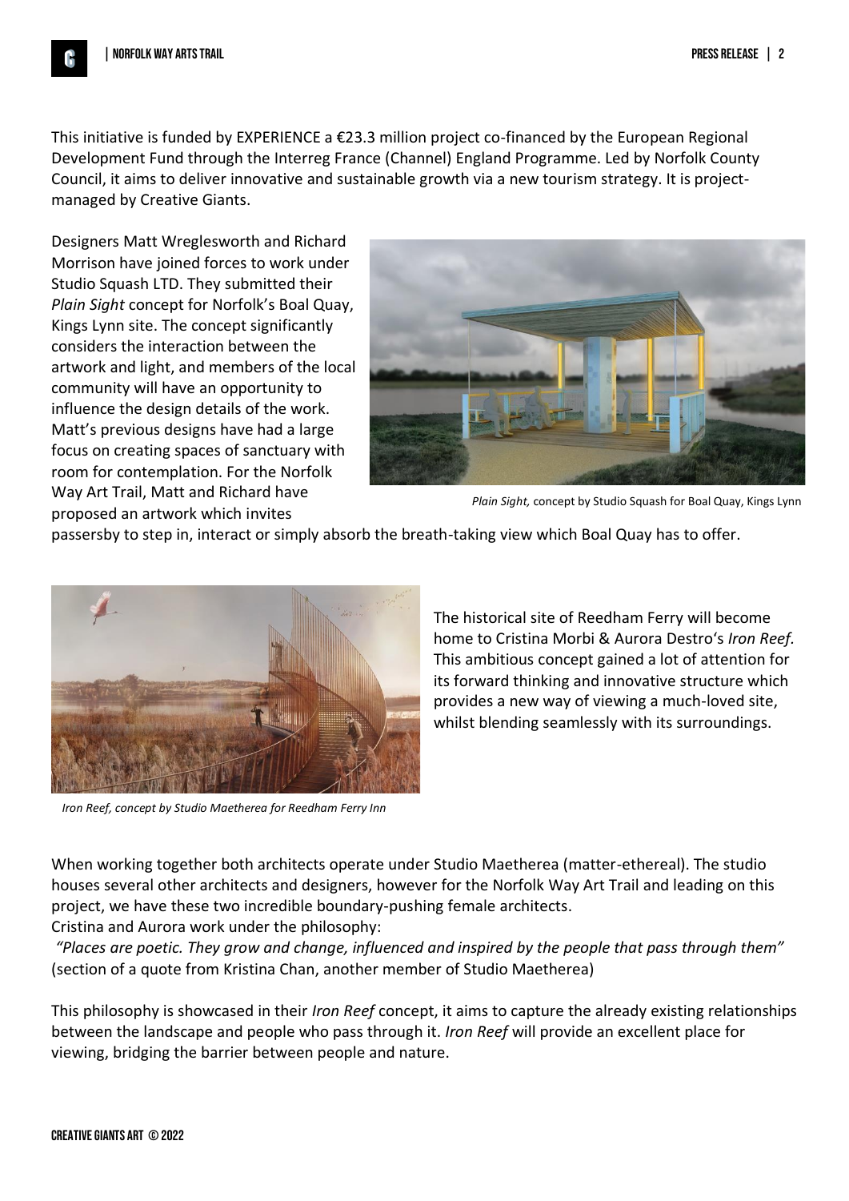This initiative is funded by EXPERIENCE a €23.3 million project co-financed by the European Regional Development Fund through the Interreg France (Channel) England Programme. Led by Norfolk County Council, it aims to deliver innovative and sustainable growth via a new tourism strategy. It is project-managed by Creative Giants.

Designers Matt Wreglesworth and Richard Morrison have joined forces to work under Studio Squash LTD. They submitted their *Plain Sight* concept for Norfolk's Boal Quay, Kings Lynn site. The concept significantly considers the interaction between the artwork and light, and members of the local community will have an opportunity to influence the design details of the work. Matt's previous designs have had a large focus on creating spaces of sanctuary with room for contemplation. For the Norfolk Way Art Trail, Matt and Richard have proposed an artwork which invites passersby to step in, interact or simply absorb the breath-taking view which Boal Quay has to offer.

*Plain Sight,* concept by Studio Squash for Boal Quay, Kings Lynn

The historical site of Reedham Ferry will become home to Cristina Morbi & Aurora Destro's *Iron Reef*. This ambitious concept gained a lot of attention for its forward thinking and innovative structure which provides a new way of viewing a much-loved site, whilst blending seamlessly with its surroundings.

*Iron Reef, concept by Studio Maetherea for Reedham Ferry Inn*

When working together both architects operate under Studio Maetherea (matter-ethereal). The studio houses several other architects and designers, however for the Norfolk Way Art Trail and leading on this project, we have these two incredible boundary-pushing female architects.
Cristina and Aurora work under the philosophy:

*"Places are poetic. They grow and change, influenced and inspired by the people that pass through them"* (section of a quote from Kristina Chan, another member of Studio Maetherea)

This philosophy is showcased in their *Iron Reef* concept, it aims to capture the already existing relationships between the landscape and people who pass through it. *Iron Reef* will provide an excellent place for viewing, bridging the barrier between people and nature.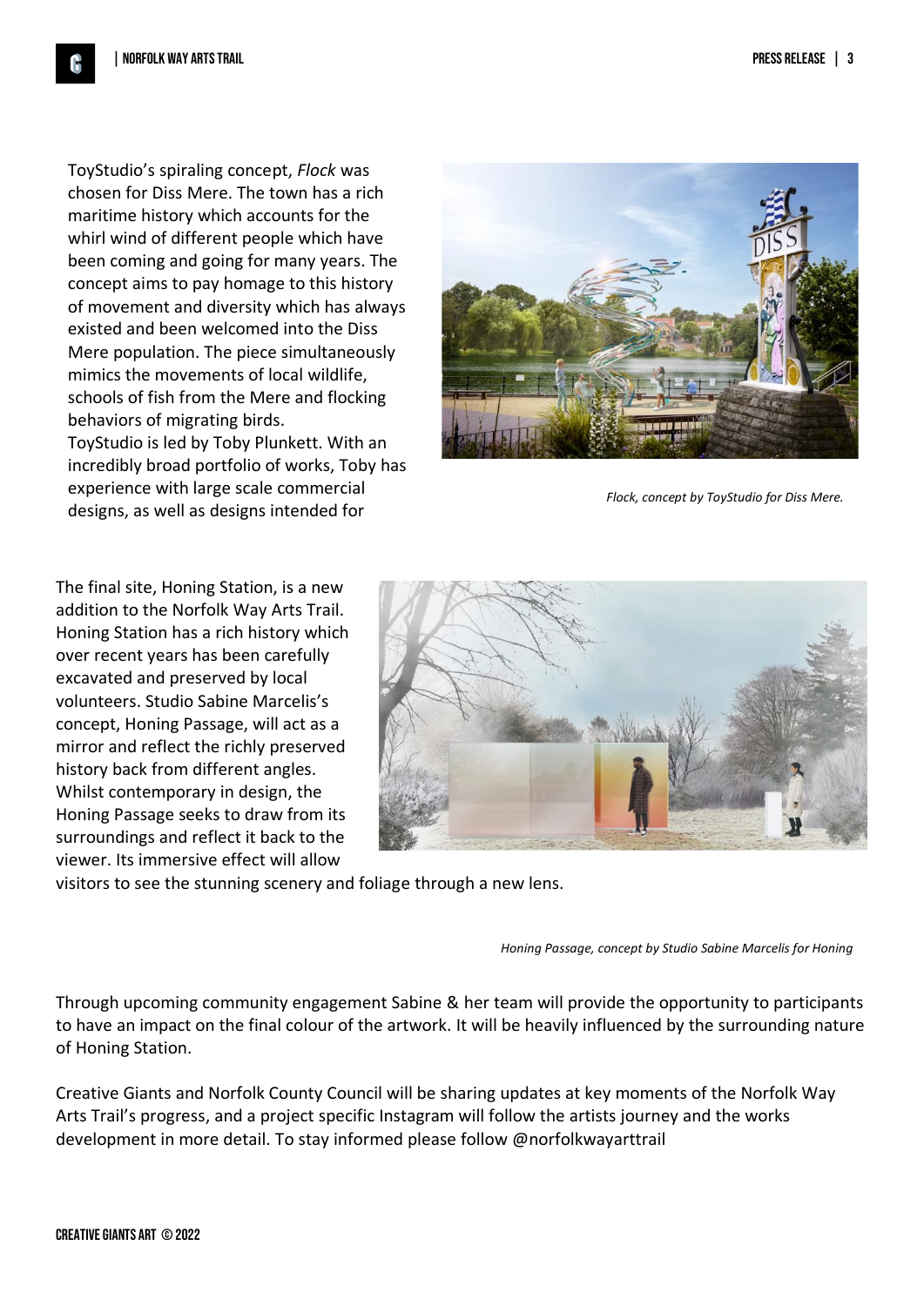ToyStudio's spiraling concept, *Flock* was chosen for Diss Mere. The town has a rich maritime history which accounts for the whirl wind of different people which have been coming and going for many years. The concept aims to pay homage to this history of movement and diversity which has always existed and been welcomed into the Diss Mere population. The piece simultaneously mimics the movements of local wildlife, schools of fish from the Mere and flocking behaviors of migrating birds.
ToyStudio is led by Toby Plunkett. With an incredibly broad portfolio of works, Toby has experience with large scale commercial designs, as well as designs intended for

*Flock, concept by ToyStudio for Diss Mere.*

The final site, Honing Station, is a new addition to the Norfolk Way Arts Trail. Honing Station has a rich history which over recent years has been carefully excavated and preserved by local volunteers. Studio Sabine Marcelis's concept, Honing Passage, will act as a mirror and reflect the richly preserved history back from different angles. Whilst contemporary in design, the Honing Passage seeks to draw from its surroundings and reflect it back to the viewer. Its immersive effect will allow visitors to see the stunning scenery and foliage through a new lens.

*Honing Passage, concept by Studio Sabine Marcelis for Honing*

Through upcoming community engagement Sabine & her team will provide the opportunity to participants to have an impact on the final colour of the artwork. It will be heavily influenced by the surrounding nature of Honing Station.

Creative Giants and Norfolk County Council will be sharing updates at key moments of the Norfolk Way Arts Trail's progress, and a project specific Instagram will follow the artists journey and the works development in more detail. To stay informed please follow @norfolkwayarttrail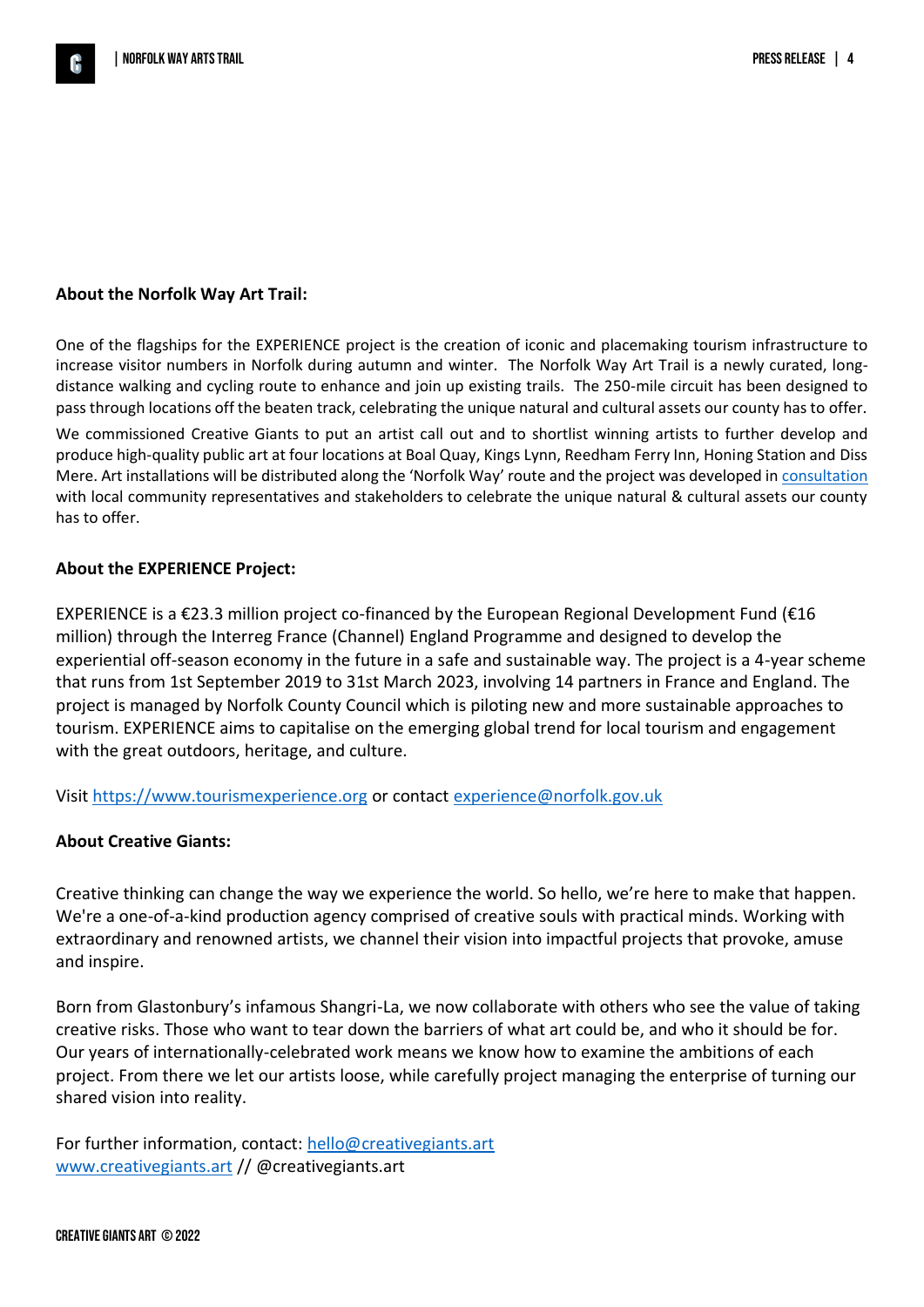**About the Norfolk Way Art Trail:**

One of the flagships for the EXPERIENCE project is the creation of iconic and placemaking tourism infrastructure to increase visitor numbers in Norfolk during autumn and winter. The Norfolk Way Art Trail is a newly curated, long-distance walking and cycling route to enhance and join up existing trails. The 250-mile circuit has been designed to pass through locations off the beaten track, celebrating the unique natural and cultural assets our county has to offer.

We commissioned Creative Giants to put an artist call out and to shortlist winning artists to further develop and produce high-quality public art at four locations at Boal Quay, Kings Lynn, Reedham Ferry Inn, Honing Station and Diss Mere. Art installations will be distributed along the 'Norfolk Way' route and the project was developed in consultation with local community representatives and stakeholders to celebrate the unique natural & cultural assets our county has to offer.

**About the EXPERIENCE Project:**

EXPERIENCE is a €23.3 million project co-financed by the European Regional Development Fund (€16 million) through the Interreg France (Channel) England Programme and designed to develop the experiential off-season economy in the future in a safe and sustainable way. The project is a 4-year scheme that runs from 1st September 2019 to 31st March 2023, involving 14 partners in France and England. The project is managed by Norfolk County Council which is piloting new and more sustainable approaches to tourism. EXPERIENCE aims to capitalise on the emerging global trend for local tourism and engagement with the great outdoors, heritage, and culture.

Visit https://www.tourismexperience.org or contact experience@norfolk.gov.uk

**About Creative Giants:**

Creative thinking can change the way we experience the world. So hello, we're here to make that happen. We're a one-of-a-kind production agency comprised of creative souls with practical minds. Working with extraordinary and renowned artists, we channel their vision into impactful projects that provoke, amuse and inspire.

Born from Glastonbury's infamous Shangri-La, we now collaborate with others who see the value of taking creative risks. Those who want to tear down the barriers of what art could be, and who it should be for. Our years of internationally-celebrated work means we know how to examine the ambitions of each project. From there we let our artists loose, while carefully project managing the enterprise of turning our shared vision into reality.

For further information, contact: hello@creativegiants.art
www.creativegiants.art // @creativegiants.art